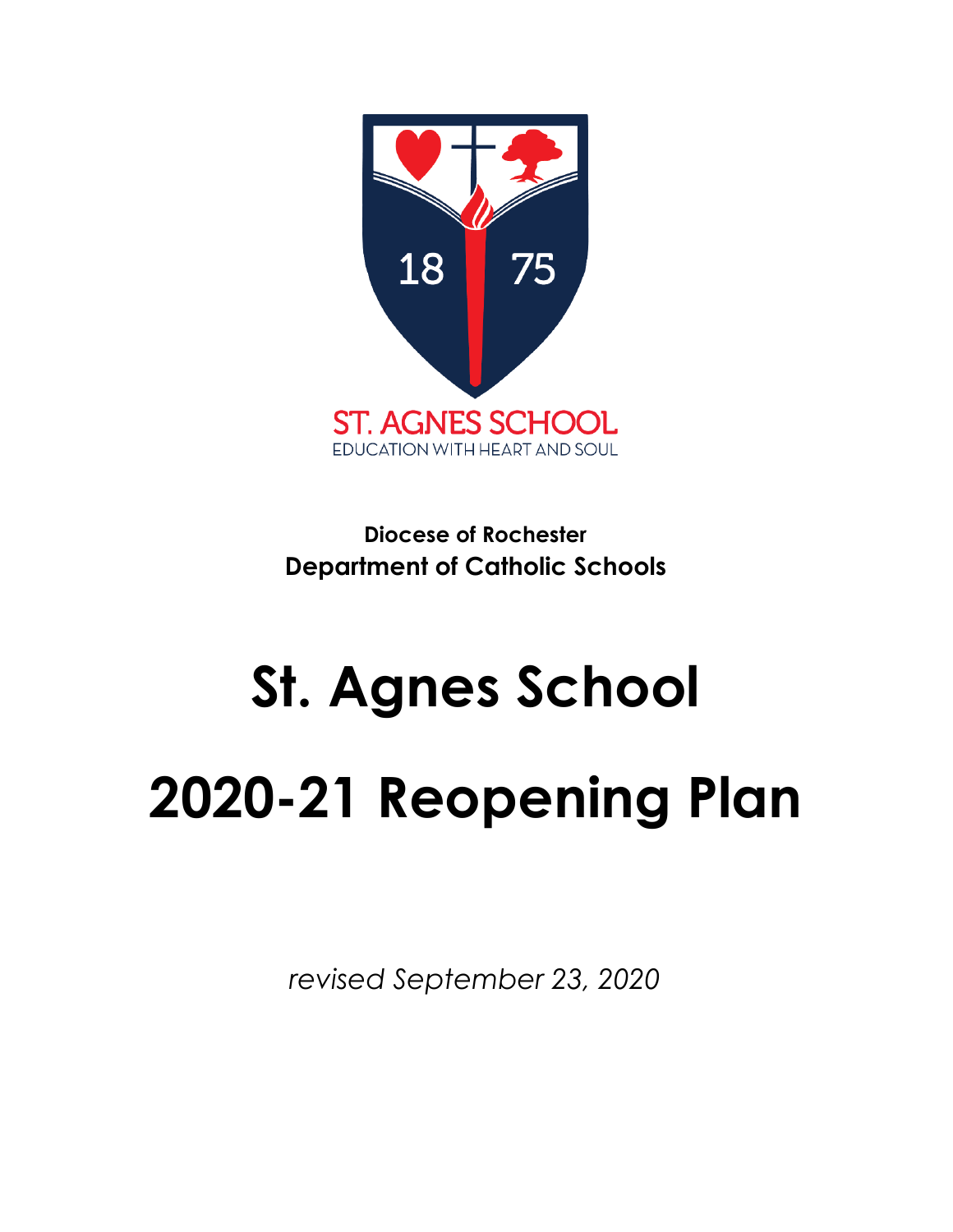ST. AGNES SCHOOL

EDUCATION WITH HEART AND SOUL

**Diocese of Rochester**
**Department of Catholic Schools**

# St. Agnes School

# 2020-21 Reopening Plan

*revised September 23, 2020*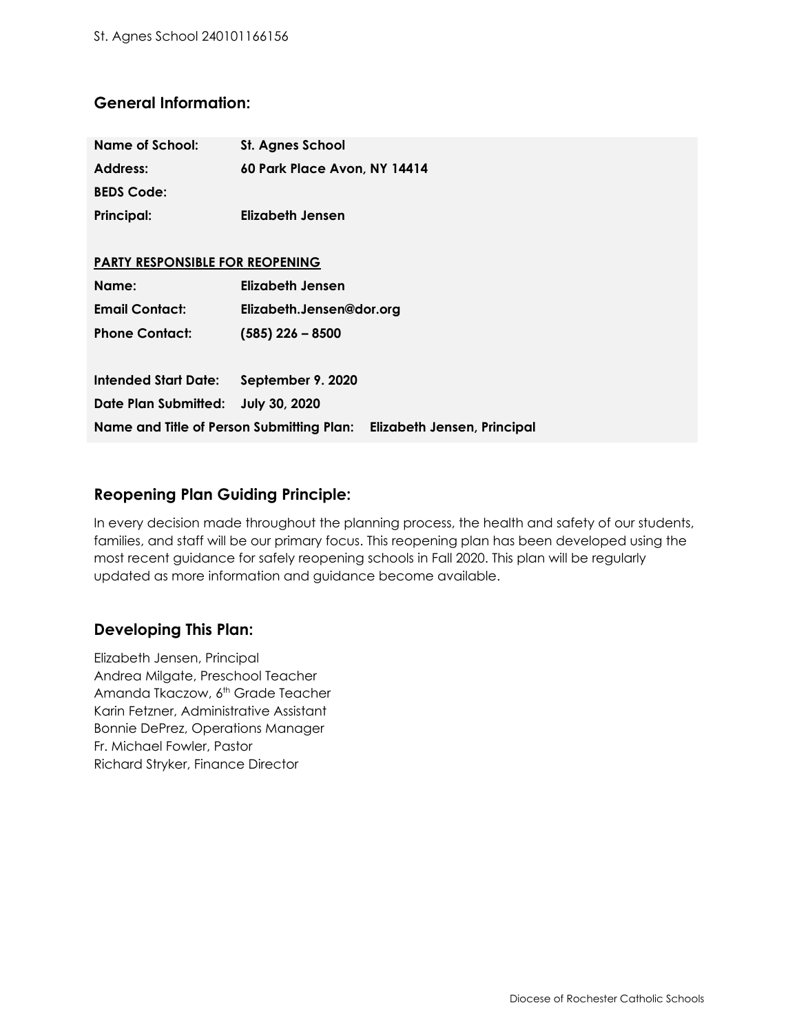## General Information:

| | |
|---|---|
| **Name of School:** | **St. Agnes School** |
| **Address:** | **60 Park Place Avon, NY 14414** |
| **BEDS Code:** | |
| **Principal:** | **Elizabeth Jensen** |

**PARTY RESPONSIBLE FOR REOPENING**

| | |
|---|---|
| **Name:** | **Elizabeth Jensen** |
| **Email Contact:** | **Elizabeth.Jensen@dor.org** |
| **Phone Contact:** | **(585) 226 – 8500** |

| | |
|---|---|
| **Intended Start Date:** | **September 9. 2020** |
| **Date Plan Submitted:** | **July 30, 2020** |

**Name and Title of Person Submitting Plan:** **Elizabeth Jensen, Principal**

## Reopening Plan Guiding Principle:

In every decision made throughout the planning process, the health and safety of our students, families, and staff will be our primary focus. This reopening plan has been developed using the most recent guidance for safely reopening schools in Fall 2020. This plan will be regularly updated as more information and guidance become available.

## Developing This Plan:

Elizabeth Jensen, Principal
Andrea Milgate, Preschool Teacher
Amanda Tkaczow, 6th Grade Teacher
Karin Fetzner, Administrative Assistant
Bonnie DePrez, Operations Manager
Fr. Michael Fowler, Pastor
Richard Stryker, Finance Director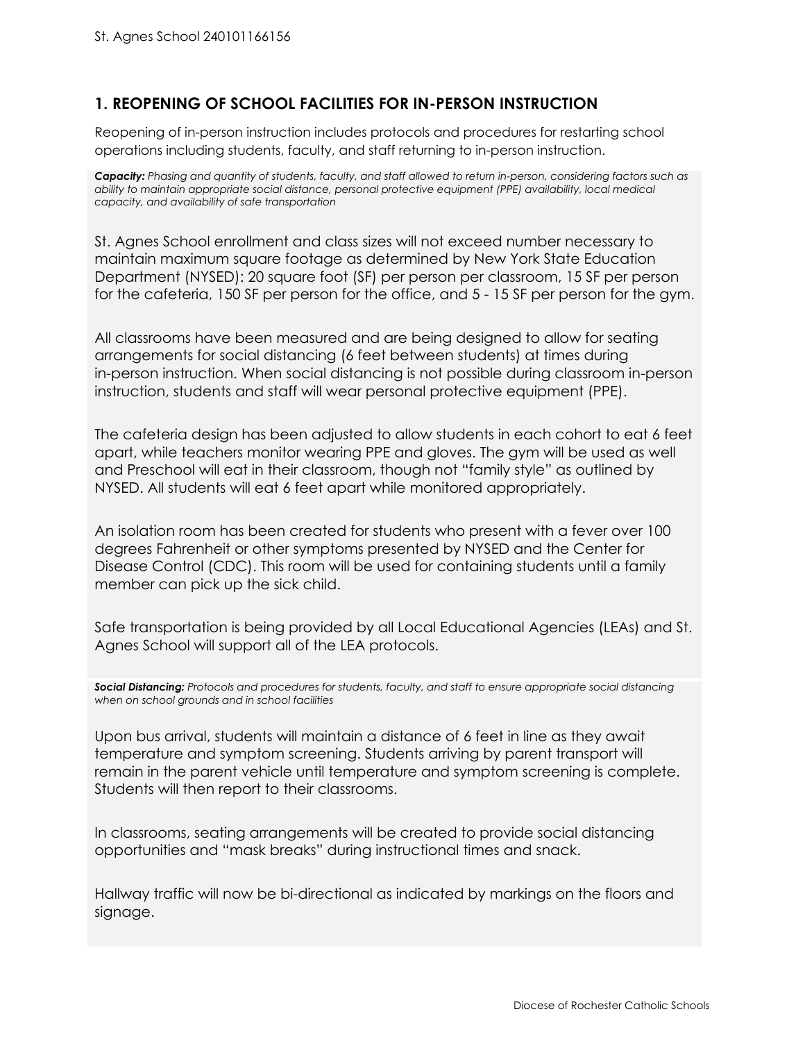## 1. REOPENING OF SCHOOL FACILITIES FOR IN-PERSON INSTRUCTION

Reopening of in-person instruction includes protocols and procedures for restarting school operations including students, faculty, and staff returning to in-person instruction.

***Capacity:*** *Phasing and quantity of students, faculty, and staff allowed to return in-person, considering factors such as ability to maintain appropriate social distance, personal protective equipment (PPE) availability, local medical capacity, and availability of safe transportation*

St. Agnes School enrollment and class sizes will not exceed number necessary to maintain maximum square footage as determined by New York State Education Department (NYSED): 20 square foot (SF) per person per classroom, 15 SF per person for the cafeteria, 150 SF per person for the office, and 5 - 15 SF per person for the gym.

All classrooms have been measured and are being designed to allow for seating arrangements for social distancing (6 feet between students) at times during in-person instruction. When social distancing is not possible during classroom in-person instruction, students and staff will wear personal protective equipment (PPE).

The cafeteria design has been adjusted to allow students in each cohort to eat 6 feet apart, while teachers monitor wearing PPE and gloves. The gym will be used as well and Preschool will eat in their classroom, though not "family style" as outlined by NYSED. All students will eat 6 feet apart while monitored appropriately.

An isolation room has been created for students who present with a fever over 100 degrees Fahrenheit or other symptoms presented by NYSED and the Center for Disease Control (CDC). This room will be used for containing students until a family member can pick up the sick child.

Safe transportation is being provided by all Local Educational Agencies (LEAs) and St. Agnes School will support all of the LEA protocols.

***Social Distancing:*** *Protocols and procedures for students, faculty, and staff to ensure appropriate social distancing when on school grounds and in school facilities*

Upon bus arrival, students will maintain a distance of 6 feet in line as they await temperature and symptom screening. Students arriving by parent transport will remain in the parent vehicle until temperature and symptom screening is complete. Students will then report to their classrooms.

In classrooms, seating arrangements will be created to provide social distancing opportunities and "mask breaks" during instructional times and snack.

Hallway traffic will now be bi-directional as indicated by markings on the floors and signage.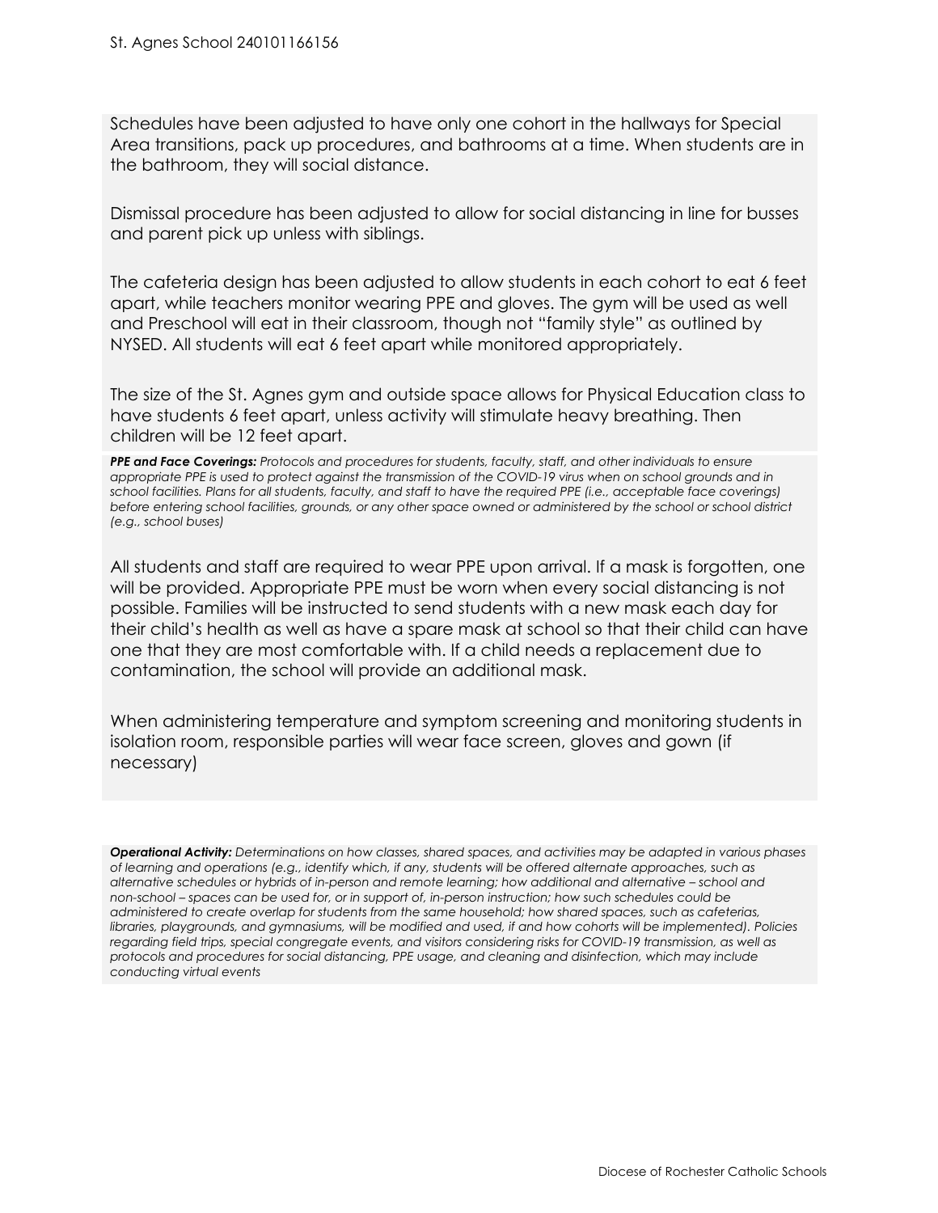Schedules have been adjusted to have only one cohort in the hallways for Special Area transitions, pack up procedures, and bathrooms at a time. When students are in the bathroom, they will social distance.

Dismissal procedure has been adjusted to allow for social distancing in line for busses and parent pick up unless with siblings.

The cafeteria design has been adjusted to allow students in each cohort to eat 6 feet apart, while teachers monitor wearing PPE and gloves. The gym will be used as well and Preschool will eat in their classroom, though not "family style" as outlined by NYSED. All students will eat 6 feet apart while monitored appropriately.

The size of the St. Agnes gym and outside space allows for Physical Education class to have students 6 feet apart, unless activity will stimulate heavy breathing. Then children will be 12 feet apart.

***PPE and Face Coverings:*** *Protocols and procedures for students, faculty, staff, and other individuals to ensure appropriate PPE is used to protect against the transmission of the COVID-19 virus when on school grounds and in school facilities. Plans for all students, faculty, and staff to have the required PPE (i.e., acceptable face coverings) before entering school facilities, grounds, or any other space owned or administered by the school or school district (e.g., school buses)*

All students and staff are required to wear PPE upon arrival. If a mask is forgotten, one will be provided. Appropriate PPE must be worn when every social distancing is not possible. Families will be instructed to send students with a new mask each day for their child's health as well as have a spare mask at school so that their child can have one that they are most comfortable with. If a child needs a replacement due to contamination, the school will provide an additional mask.

When administering temperature and symptom screening and monitoring students in isolation room, responsible parties will wear face screen, gloves and gown (if necessary)

***Operational Activity:*** *Determinations on how classes, shared spaces, and activities may be adapted in various phases of learning and operations (e.g., identify which, if any, students will be offered alternate approaches, such as alternative schedules or hybrids of in-person and remote learning; how additional and alternative – school and non-school – spaces can be used for, or in support of, in-person instruction; how such schedules could be administered to create overlap for students from the same household; how shared spaces, such as cafeterias, libraries, playgrounds, and gymnasiums, will be modified and used, if and how cohorts will be implemented). Policies regarding field trips, special congregate events, and visitors considering risks for COVID-19 transmission, as well as protocols and procedures for social distancing, PPE usage, and cleaning and disinfection, which may include conducting virtual events*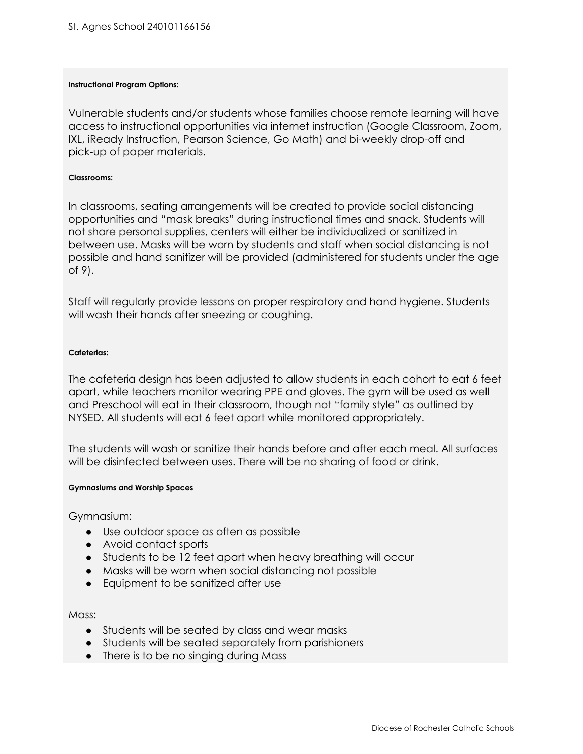#### Instructional Program Options:

Vulnerable students and/or students whose families choose remote learning will have access to instructional opportunities via internet instruction (Google Classroom, Zoom, IXL, iReady Instruction, Pearson Science, Go Math) and bi-weekly drop-off and pick-up of paper materials.

#### Classrooms:

In classrooms, seating arrangements will be created to provide social distancing opportunities and "mask breaks" during instructional times and snack. Students will not share personal supplies, centers will either be individualized or sanitized in between use. Masks will be worn by students and staff when social distancing is not possible and hand sanitizer will be provided (administered for students under the age of 9).

Staff will regularly provide lessons on proper respiratory and hand hygiene. Students will wash their hands after sneezing or coughing.

#### Cafeterias:

The cafeteria design has been adjusted to allow students in each cohort to eat 6 feet apart, while teachers monitor wearing PPE and gloves. The gym will be used as well and Preschool will eat in their classroom, though not "family style" as outlined by NYSED. All students will eat 6 feet apart while monitored appropriately.

The students will wash or sanitize their hands before and after each meal. All surfaces will be disinfected between uses. There will be no sharing of food or drink.

#### Gymnasiums and Worship Spaces

Gymnasium:

- Use outdoor space as often as possible
- Avoid contact sports
- Students to be 12 feet apart when heavy breathing will occur
- Masks will be worn when social distancing not possible
- Equipment to be sanitized after use

Mass:

- Students will be seated by class and wear masks
- Students will be seated separately from parishioners
- There is to be no singing during Mass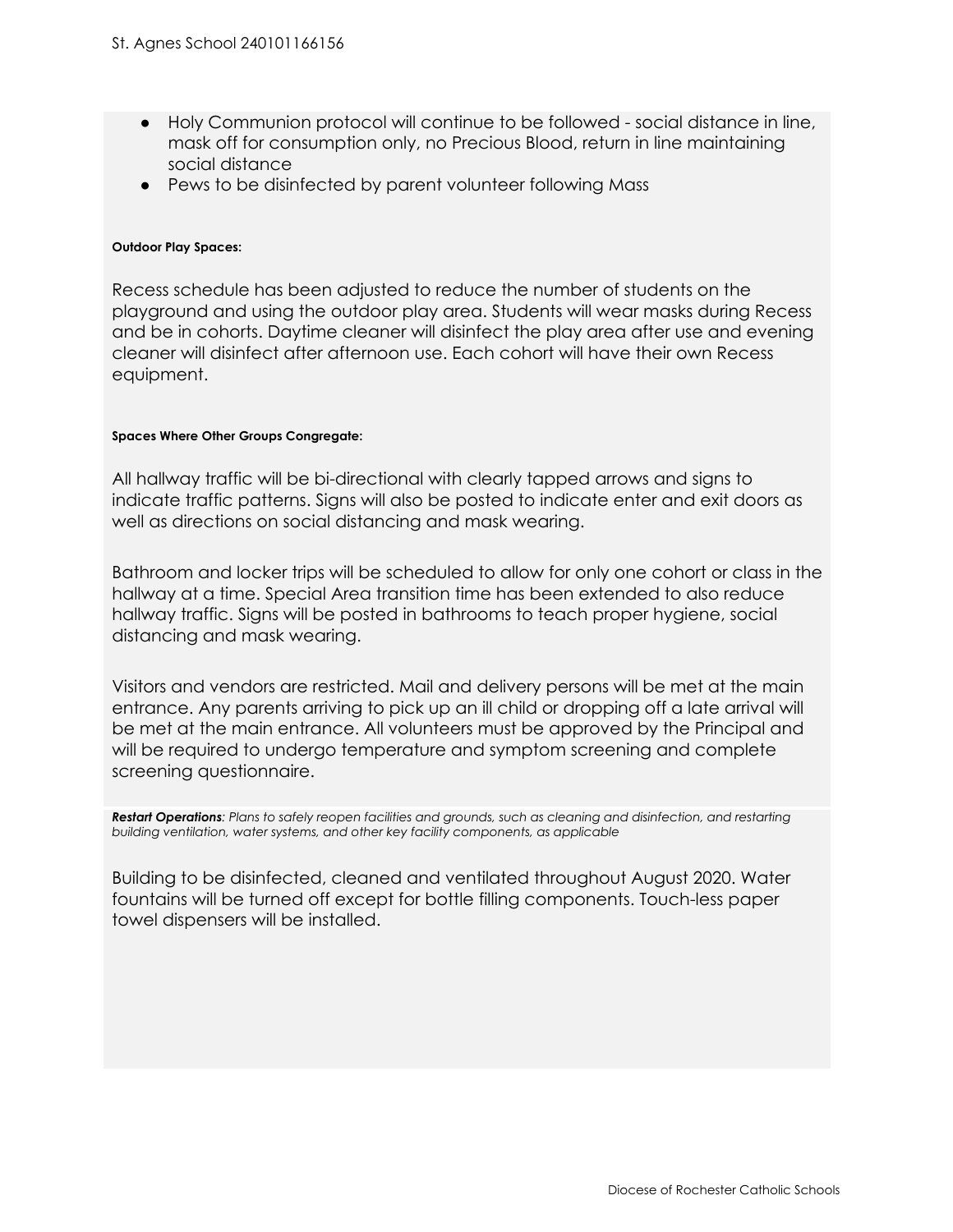- Holy Communion protocol will continue to be followed - social distance in line, mask off for consumption only, no Precious Blood, return in line maintaining social distance
- Pews to be disinfected by parent volunteer following Mass

**Outdoor Play Spaces:**

Recess schedule has been adjusted to reduce the number of students on the playground and using the outdoor play area. Students will wear masks during Recess and be in cohorts. Daytime cleaner will disinfect the play area after use and evening cleaner will disinfect after afternoon use. Each cohort will have their own Recess equipment.

**Spaces Where Other Groups Congregate:**

All hallway traffic will be bi-directional with clearly tapped arrows and signs to indicate traffic patterns. Signs will also be posted to indicate enter and exit doors as well as directions on social distancing and mask wearing.

Bathroom and locker trips will be scheduled to allow for only one cohort or class in the hallway at a time. Special Area transition time has been extended to also reduce hallway traffic. Signs will be posted in bathrooms to teach proper hygiene, social distancing and mask wearing.

Visitors and vendors are restricted. Mail and delivery persons will be met at the main entrance. Any parents arriving to pick up an ill child or dropping off a late arrival will be met at the main entrance. All volunteers must be approved by the Principal and will be required to undergo temperature and symptom screening and complete screening questionnaire.

***Restart Operations**: Plans to safely reopen facilities and grounds, such as cleaning and disinfection, and restarting building ventilation, water systems, and other key facility components, as applicable*

Building to be disinfected, cleaned and ventilated throughout August 2020. Water fountains will be turned off except for bottle filling components. Touch-less paper towel dispensers will be installed.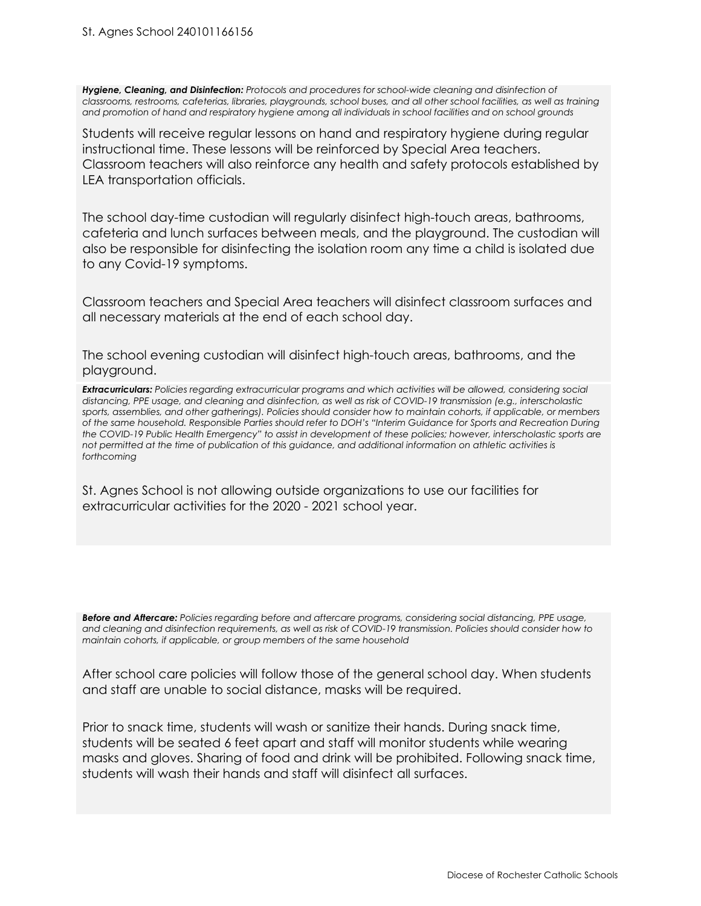***Hygiene, Cleaning, and Disinfection:*** *Protocols and procedures for school-wide cleaning and disinfection of classrooms, restrooms, cafeterias, libraries, playgrounds, school buses, and all other school facilities, as well as training and promotion of hand and respiratory hygiene among all individuals in school facilities and on school grounds*

Students will receive regular lessons on hand and respiratory hygiene during regular instructional time. These lessons will be reinforced by Special Area teachers. Classroom teachers will also reinforce any health and safety protocols established by LEA transportation officials.

The school day-time custodian will regularly disinfect high-touch areas, bathrooms, cafeteria and lunch surfaces between meals, and the playground. The custodian will also be responsible for disinfecting the isolation room any time a child is isolated due to any Covid-19 symptoms.

Classroom teachers and Special Area teachers will disinfect classroom surfaces and all necessary materials at the end of each school day.

The school evening custodian will disinfect high-touch areas, bathrooms, and the playground.

***Extracurriculars:*** *Policies regarding extracurricular programs and which activities will be allowed, considering social distancing, PPE usage, and cleaning and disinfection, as well as risk of COVID-19 transmission (e.g., interscholastic sports, assemblies, and other gatherings). Policies should consider how to maintain cohorts, if applicable, or members of the same household. Responsible Parties should refer to DOH's "Interim Guidance for Sports and Recreation During the COVID-19 Public Health Emergency" to assist in development of these policies; however, interscholastic sports are not permitted at the time of publication of this guidance, and additional information on athletic activities is forthcoming*

St. Agnes School is not allowing outside organizations to use our facilities for extracurricular activities for the 2020 - 2021 school year.

***Before and Aftercare:*** *Policies regarding before and aftercare programs, considering social distancing, PPE usage, and cleaning and disinfection requirements, as well as risk of COVID-19 transmission. Policies should consider how to maintain cohorts, if applicable, or group members of the same household*

After school care policies will follow those of the general school day. When students and staff are unable to social distance, masks will be required.

Prior to snack time, students will wash or sanitize their hands. During snack time, students will be seated 6 feet apart and staff will monitor students while wearing masks and gloves. Sharing of food and drink will be prohibited. Following snack time, students will wash their hands and staff will disinfect all surfaces.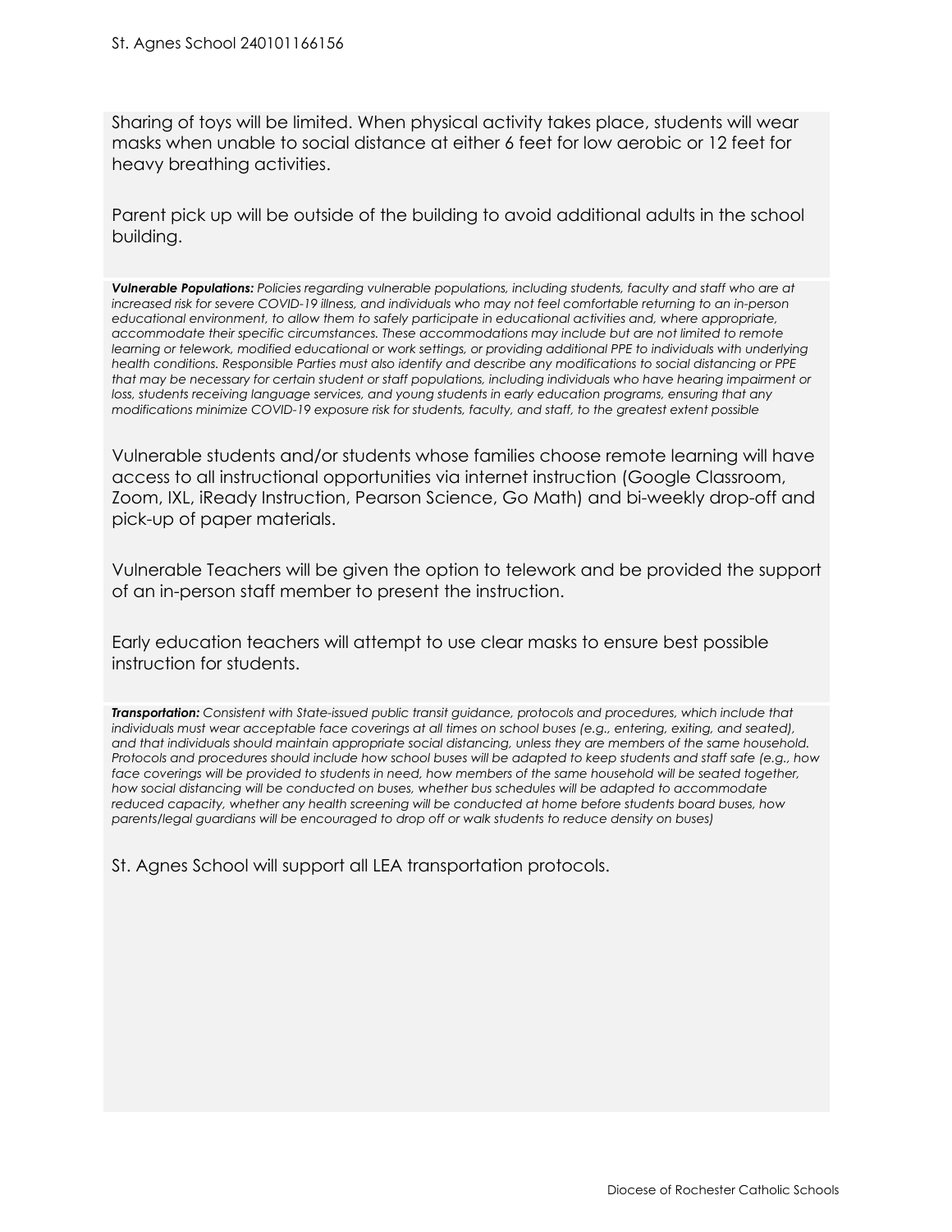Sharing of toys will be limited. When physical activity takes place, students will wear masks when unable to social distance at either 6 feet for low aerobic or 12 feet for heavy breathing activities.

Parent pick up will be outside of the building to avoid additional adults in the school building.

***Vulnerable Populations:*** *Policies regarding vulnerable populations, including students, faculty and staff who are at increased risk for severe COVID-19 illness, and individuals who may not feel comfortable returning to an in-person educational environment, to allow them to safely participate in educational activities and, where appropriate, accommodate their specific circumstances. These accommodations may include but are not limited to remote learning or telework, modified educational or work settings, or providing additional PPE to individuals with underlying health conditions. Responsible Parties must also identify and describe any modifications to social distancing or PPE that may be necessary for certain student or staff populations, including individuals who have hearing impairment or loss, students receiving language services, and young students in early education programs, ensuring that any modifications minimize COVID-19 exposure risk for students, faculty, and staff, to the greatest extent possible*

Vulnerable students and/or students whose families choose remote learning will have access to all instructional opportunities via internet instruction (Google Classroom, Zoom, IXL, iReady Instruction, Pearson Science, Go Math) and bi-weekly drop-off and pick-up of paper materials.

Vulnerable Teachers will be given the option to telework and be provided the support of an in-person staff member to present the instruction.

Early education teachers will attempt to use clear masks to ensure best possible instruction for students.

***Transportation:*** *Consistent with State-issued public transit guidance, protocols and procedures, which include that individuals must wear acceptable face coverings at all times on school buses (e.g., entering, exiting, and seated), and that individuals should maintain appropriate social distancing, unless they are members of the same household. Protocols and procedures should include how school buses will be adapted to keep students and staff safe (e.g., how face coverings will be provided to students in need, how members of the same household will be seated together, how social distancing will be conducted on buses, whether bus schedules will be adapted to accommodate reduced capacity, whether any health screening will be conducted at home before students board buses, how parents/legal guardians will be encouraged to drop off or walk students to reduce density on buses)*

St. Agnes School will support all LEA transportation protocols.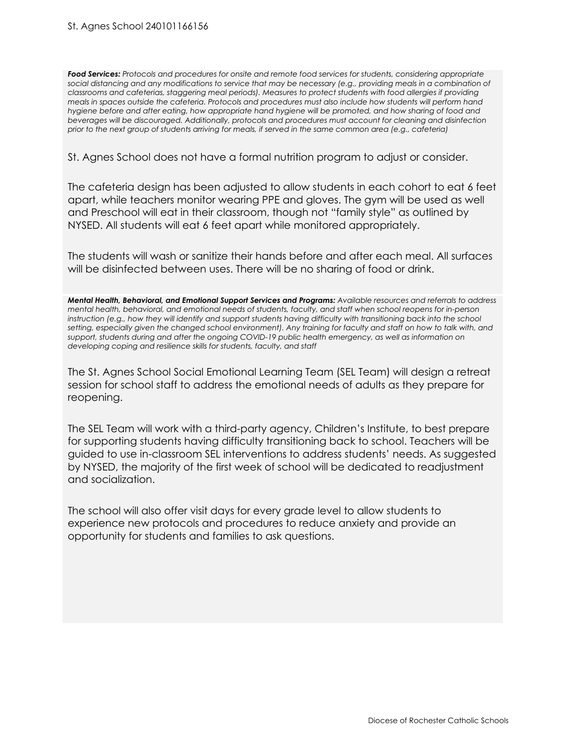***Food Services:*** *Protocols and procedures for onsite and remote food services for students, considering appropriate social distancing and any modifications to service that may be necessary (e.g., providing meals in a combination of classrooms and cafeterias, staggering meal periods). Measures to protect students with food allergies if providing meals in spaces outside the cafeteria. Protocols and procedures must also include how students will perform hand hygiene before and after eating, how appropriate hand hygiene will be promoted, and how sharing of food and beverages will be discouraged. Additionally, protocols and procedures must account for cleaning and disinfection prior to the next group of students arriving for meals, if served in the same common area (e.g., cafeteria)*

St. Agnes School does not have a formal nutrition program to adjust or consider.

The cafeteria design has been adjusted to allow students in each cohort to eat 6 feet apart, while teachers monitor wearing PPE and gloves. The gym will be used as well and Preschool will eat in their classroom, though not "family style" as outlined by NYSED. All students will eat 6 feet apart while monitored appropriately.

The students will wash or sanitize their hands before and after each meal. All surfaces will be disinfected between uses. There will be no sharing of food or drink.

***Mental Health, Behavioral, and Emotional Support Services and Programs:*** *Available resources and referrals to address mental health, behavioral, and emotional needs of students, faculty, and staff when school reopens for in-person instruction (e.g., how they will identify and support students having difficulty with transitioning back into the school setting, especially given the changed school environment). Any training for faculty and staff on how to talk with, and support, students during and after the ongoing COVID-19 public health emergency, as well as information on developing coping and resilience skills for students, faculty, and staff*

The St. Agnes School Social Emotional Learning Team (SEL Team) will design a retreat session for school staff to address the emotional needs of adults as they prepare for reopening.

The SEL Team will work with a third-party agency, Children's Institute, to best prepare for supporting students having difficulty transitioning back to school. Teachers will be guided to use in-classroom SEL interventions to address students' needs. As suggested by NYSED, the majority of the first week of school will be dedicated to readjustment and socialization.

The school will also offer visit days for every grade level to allow students to experience new protocols and procedures to reduce anxiety and provide an opportunity for students and families to ask questions.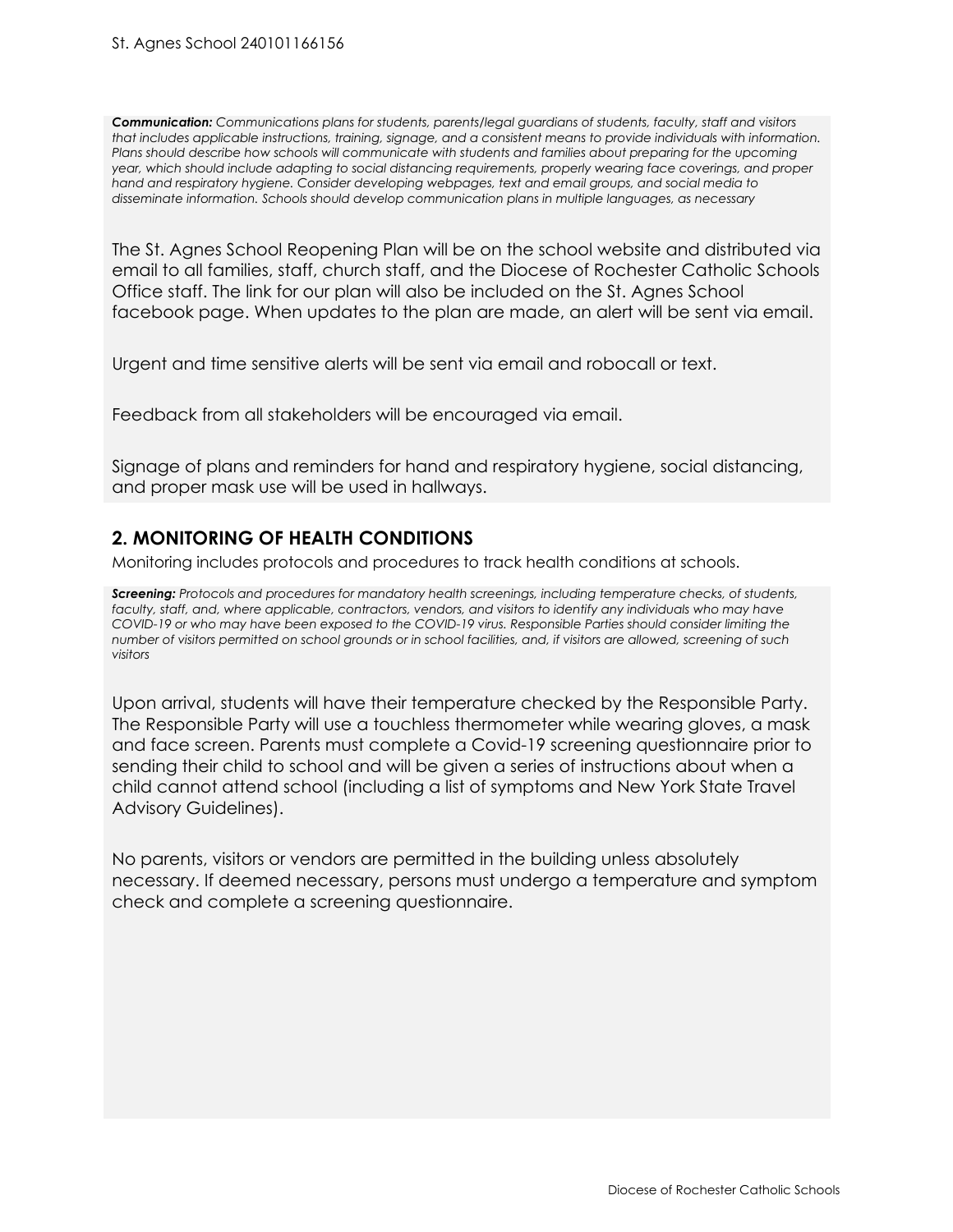***Communication:*** *Communications plans for students, parents/legal guardians of students, faculty, staff and visitors that includes applicable instructions, training, signage, and a consistent means to provide individuals with information. Plans should describe how schools will communicate with students and families about preparing for the upcoming year, which should include adapting to social distancing requirements, properly wearing face coverings, and proper hand and respiratory hygiene. Consider developing webpages, text and email groups, and social media to disseminate information. Schools should develop communication plans in multiple languages, as necessary*

The St. Agnes School Reopening Plan will be on the school website and distributed via email to all families, staff, church staff, and the Diocese of Rochester Catholic Schools Office staff. The link for our plan will also be included on the St. Agnes School facebook page. When updates to the plan are made, an alert will be sent via email.

Urgent and time sensitive alerts will be sent via email and robocall or text.

Feedback from all stakeholders will be encouraged via email.

Signage of plans and reminders for hand and respiratory hygiene, social distancing, and proper mask use will be used in hallways.

## 2. MONITORING OF HEALTH CONDITIONS

Monitoring includes protocols and procedures to track health conditions at schools.

***Screening:*** *Protocols and procedures for mandatory health screenings, including temperature checks, of students, faculty, staff, and, where applicable, contractors, vendors, and visitors to identify any individuals who may have COVID-19 or who may have been exposed to the COVID-19 virus. Responsible Parties should consider limiting the number of visitors permitted on school grounds or in school facilities, and, if visitors are allowed, screening of such visitors*

Upon arrival, students will have their temperature checked by the Responsible Party. The Responsible Party will use a touchless thermometer while wearing gloves, a mask and face screen. Parents must complete a Covid-19 screening questionnaire prior to sending their child to school and will be given a series of instructions about when a child cannot attend school (including a list of symptoms and New York State Travel Advisory Guidelines).

No parents, visitors or vendors are permitted in the building unless absolutely necessary. If deemed necessary, persons must undergo a temperature and symptom check and complete a screening questionnaire.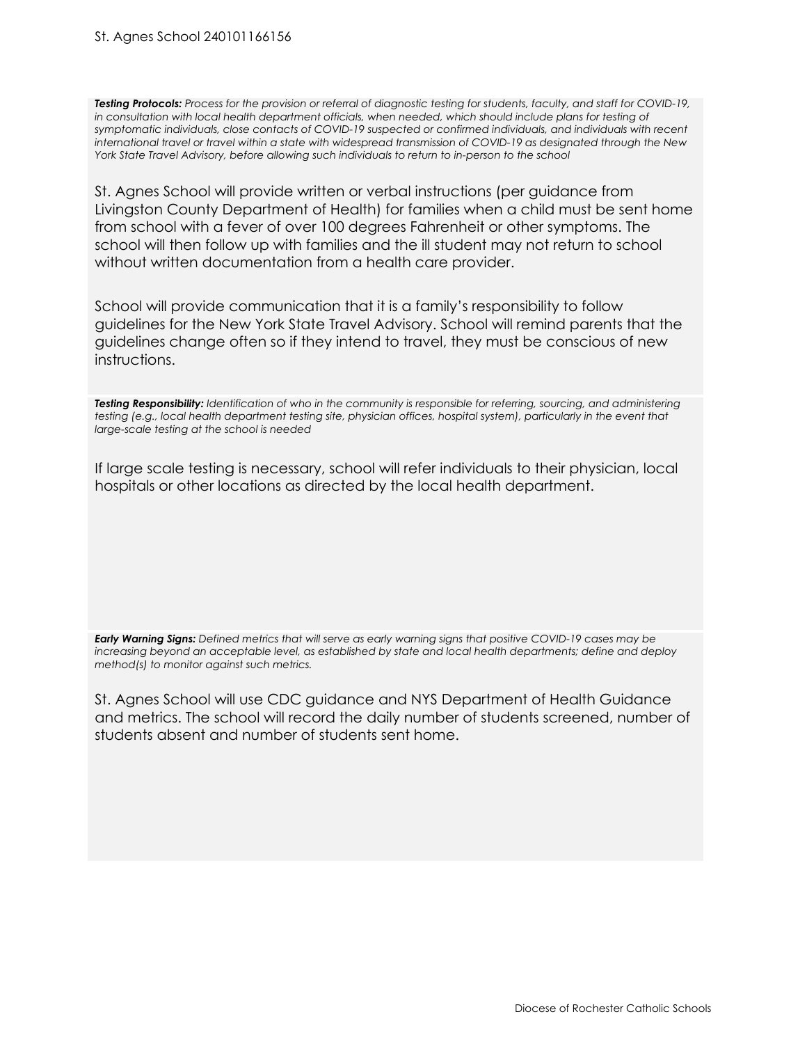***Testing Protocols:*** *Process for the provision or referral of diagnostic testing for students, faculty, and staff for COVID-19, in consultation with local health department officials, when needed, which should include plans for testing of symptomatic individuals, close contacts of COVID-19 suspected or confirmed individuals, and individuals with recent international travel or travel within a state with widespread transmission of COVID-19 as designated through the New York State Travel Advisory, before allowing such individuals to return to in-person to the school*

St. Agnes School will provide written or verbal instructions (per guidance from Livingston County Department of Health) for families when a child must be sent home from school with a fever of over 100 degrees Fahrenheit or other symptoms. The school will then follow up with families and the ill student may not return to school without written documentation from a health care provider.

School will provide communication that it is a family's responsibility to follow guidelines for the New York State Travel Advisory. School will remind parents that the guidelines change often so if they intend to travel, they must be conscious of new instructions.

***Testing Responsibility:*** *Identification of who in the community is responsible for referring, sourcing, and administering testing (e.g., local health department testing site, physician offices, hospital system), particularly in the event that large-scale testing at the school is needed*

If large scale testing is necessary, school will refer individuals to their physician, local hospitals or other locations as directed by the local health department.

***Early Warning Signs:*** *Defined metrics that will serve as early warning signs that positive COVID-19 cases may be increasing beyond an acceptable level, as established by state and local health departments; define and deploy method(s) to monitor against such metrics.*

St. Agnes School will use CDC guidance and NYS Department of Health Guidance and metrics. The school will record the daily number of students screened, number of students absent and number of students sent home.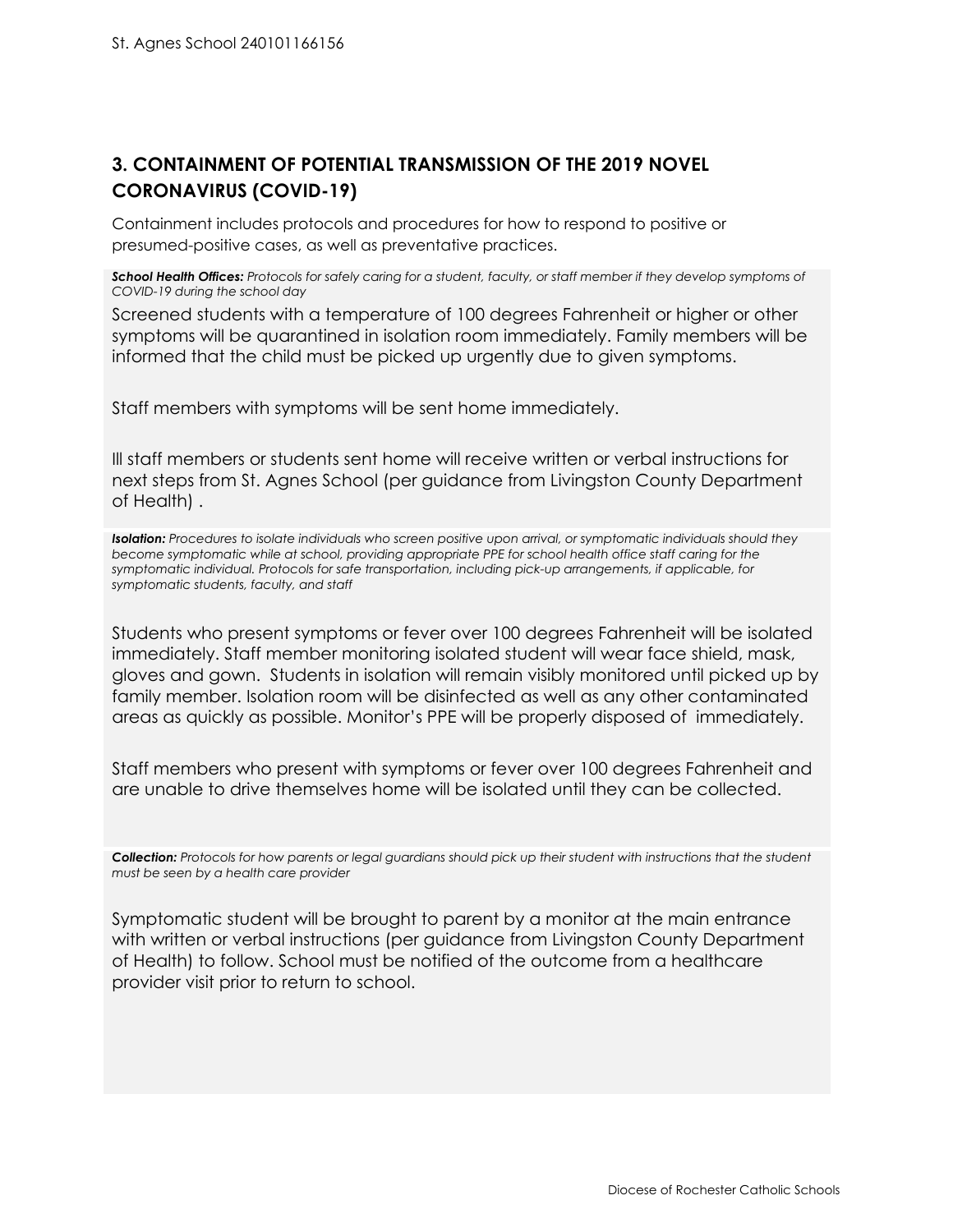## 3. CONTAINMENT OF POTENTIAL TRANSMISSION OF THE 2019 NOVEL CORONAVIRUS (COVID-19)

Containment includes protocols and procedures for how to respond to positive or presumed-positive cases, as well as preventative practices.

***School Health Offices:*** *Protocols for safely caring for a student, faculty, or staff member if they develop symptoms of COVID-19 during the school day*

Screened students with a temperature of 100 degrees Fahrenheit or higher or other symptoms will be quarantined in isolation room immediately. Family members will be informed that the child must be picked up urgently due to given symptoms.

Staff members with symptoms will be sent home immediately.

Ill staff members or students sent home will receive written or verbal instructions for next steps from St. Agnes School (per guidance from Livingston County Department of Health) .

***Isolation:*** *Procedures to isolate individuals who screen positive upon arrival, or symptomatic individuals should they become symptomatic while at school, providing appropriate PPE for school health office staff caring for the symptomatic individual. Protocols for safe transportation, including pick-up arrangements, if applicable, for symptomatic students, faculty, and staff*

Students who present symptoms or fever over 100 degrees Fahrenheit will be isolated immediately. Staff member monitoring isolated student will wear face shield, mask, gloves and gown. Students in isolation will remain visibly monitored until picked up by family member. Isolation room will be disinfected as well as any other contaminated areas as quickly as possible. Monitor's PPE will be properly disposed of immediately.

Staff members who present with symptoms or fever over 100 degrees Fahrenheit and are unable to drive themselves home will be isolated until they can be collected.

***Collection:*** *Protocols for how parents or legal guardians should pick up their student with instructions that the student must be seen by a health care provider*

Symptomatic student will be brought to parent by a monitor at the main entrance with written or verbal instructions (per guidance from Livingston County Department of Health) to follow. School must be notified of the outcome from a healthcare provider visit prior to return to school.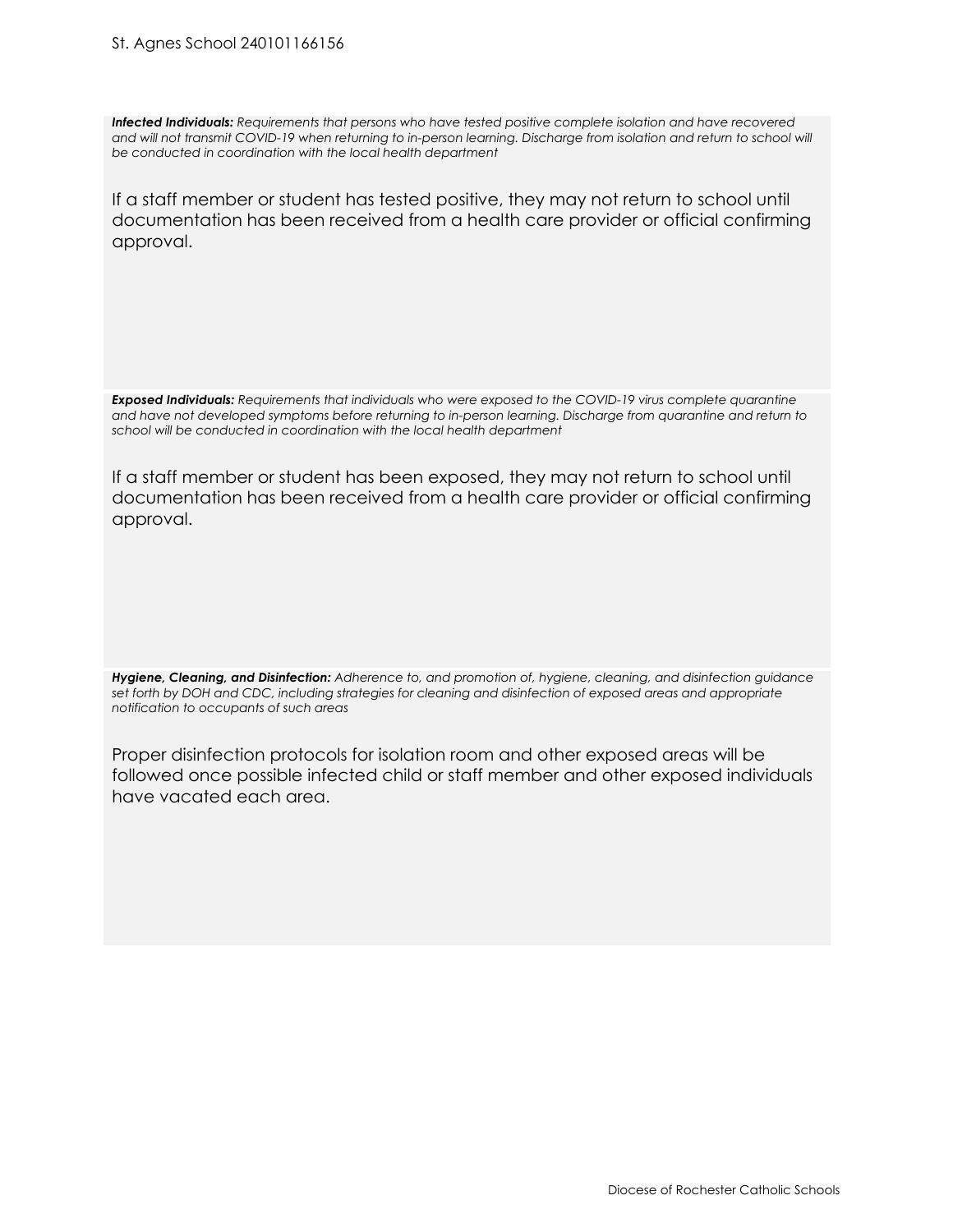***Infected Individuals:*** *Requirements that persons who have tested positive complete isolation and have recovered and will not transmit COVID-19 when returning to in-person learning. Discharge from isolation and return to school will be conducted in coordination with the local health department*

If a staff member or student has tested positive, they may not return to school until documentation has been received from a health care provider or official confirming approval.

***Exposed Individuals:*** *Requirements that individuals who were exposed to the COVID-19 virus complete quarantine and have not developed symptoms before returning to in-person learning. Discharge from quarantine and return to school will be conducted in coordination with the local health department*

If a staff member or student has been exposed, they may not return to school until documentation has been received from a health care provider or official confirming approval.

***Hygiene, Cleaning, and Disinfection:*** *Adherence to, and promotion of, hygiene, cleaning, and disinfection guidance set forth by DOH and CDC, including strategies for cleaning and disinfection of exposed areas and appropriate notification to occupants of such areas*

Proper disinfection protocols for isolation room and other exposed areas will be followed once possible infected child or staff member and other exposed individuals have vacated each area.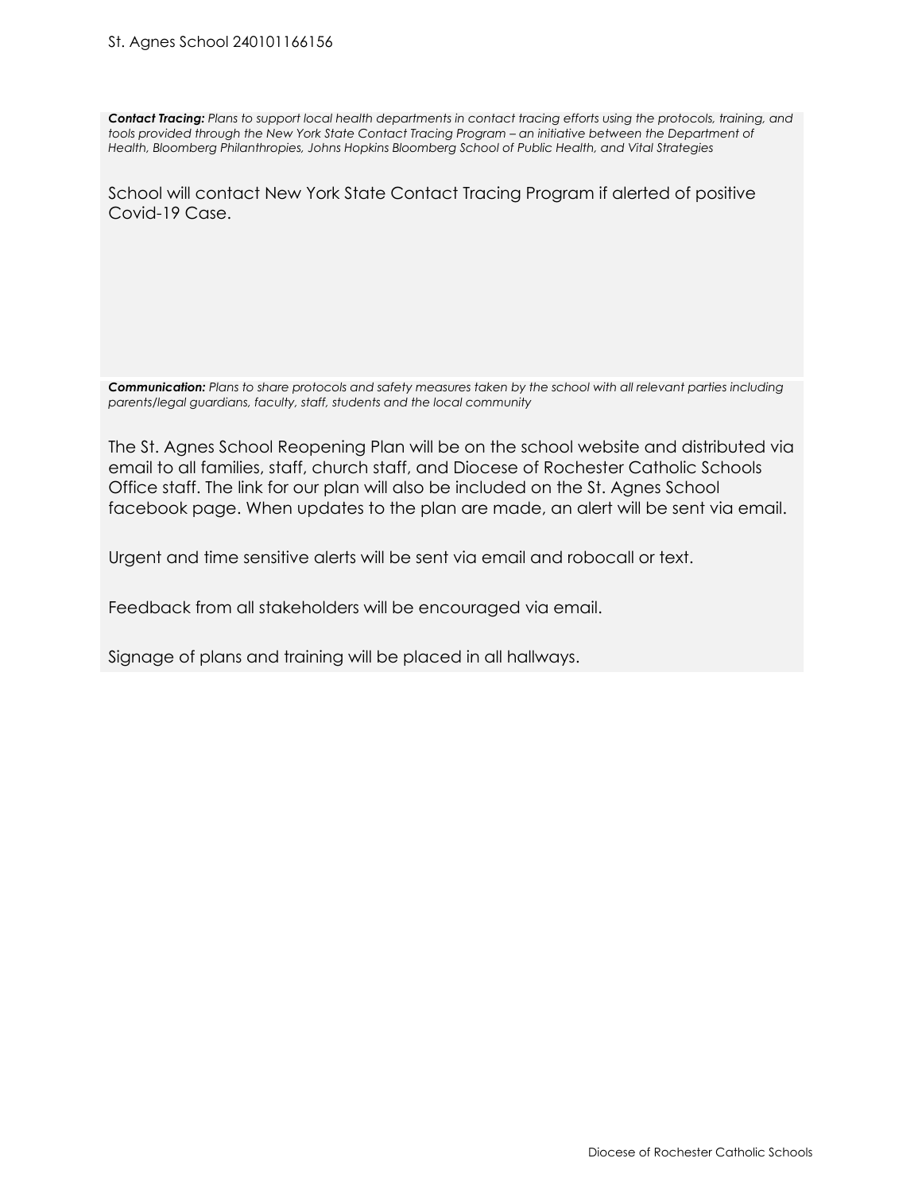***Contact Tracing:*** *Plans to support local health departments in contact tracing efforts using the protocols, training, and tools provided through the New York State Contact Tracing Program – an initiative between the Department of Health, Bloomberg Philanthropies, Johns Hopkins Bloomberg School of Public Health, and Vital Strategies*

School will contact New York State Contact Tracing Program if alerted of positive Covid-19 Case.

***Communication:*** *Plans to share protocols and safety measures taken by the school with all relevant parties including parents/legal guardians, faculty, staff, students and the local community*

The St. Agnes School Reopening Plan will be on the school website and distributed via email to all families, staff, church staff, and Diocese of Rochester Catholic Schools Office staff. The link for our plan will also be included on the St. Agnes School facebook page. When updates to the plan are made, an alert will be sent via email.

Urgent and time sensitive alerts will be sent via email and robocall or text.

Feedback from all stakeholders will be encouraged via email.

Signage of plans and training will be placed in all hallways.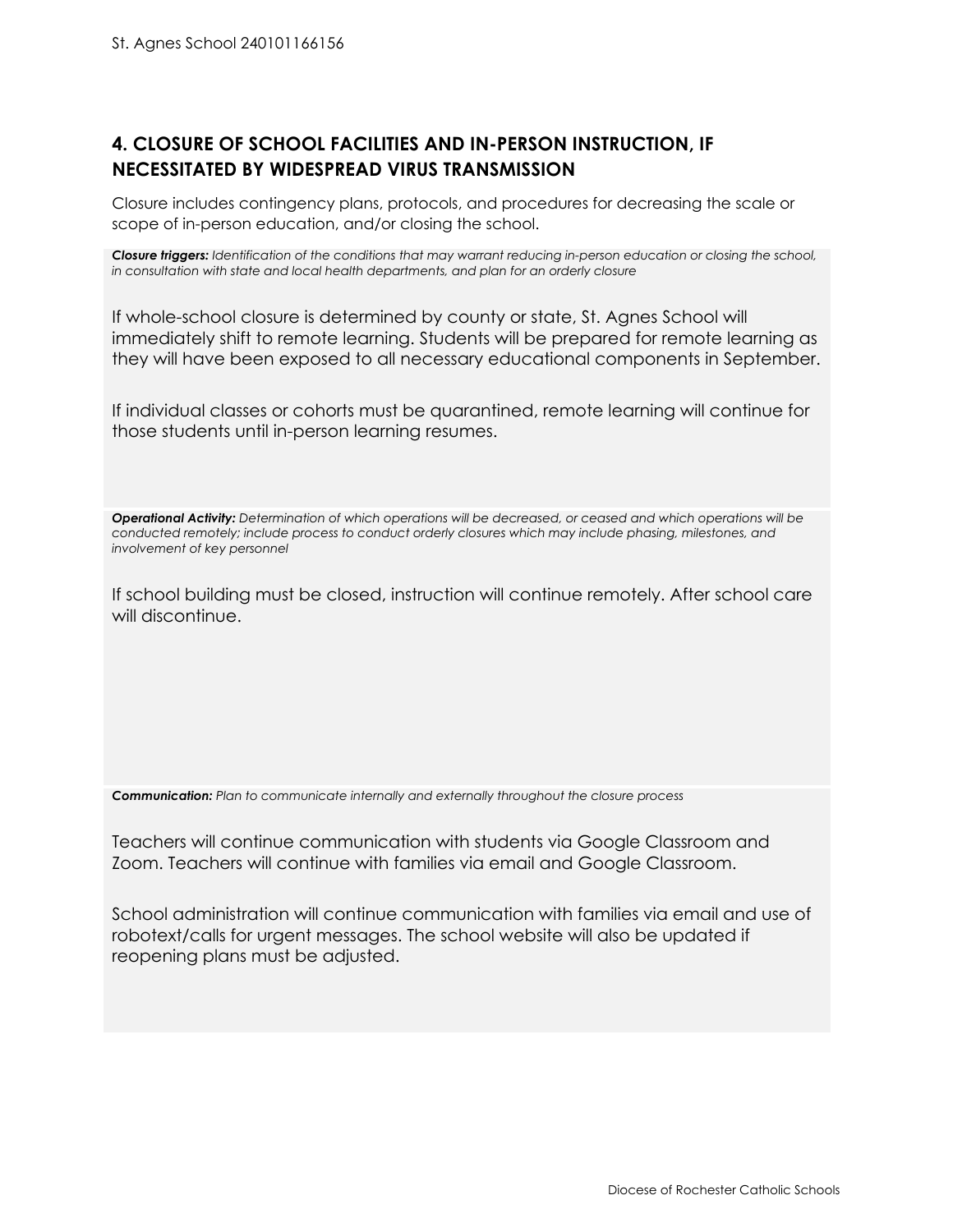## 4. CLOSURE OF SCHOOL FACILITIES AND IN-PERSON INSTRUCTION, IF NECESSITATED BY WIDESPREAD VIRUS TRANSMISSION

Closure includes contingency plans, protocols, and procedures for decreasing the scale or scope of in-person education, and/or closing the school.

***Closure triggers:*** *Identification of the conditions that may warrant reducing in-person education or closing the school, in consultation with state and local health departments, and plan for an orderly closure*

If whole-school closure is determined by county or state, St. Agnes School will immediately shift to remote learning. Students will be prepared for remote learning as they will have been exposed to all necessary educational components in September.

If individual classes or cohorts must be quarantined, remote learning will continue for those students until in-person learning resumes.

***Operational Activity:*** *Determination of which operations will be decreased, or ceased and which operations will be conducted remotely; include process to conduct orderly closures which may include phasing, milestones, and involvement of key personnel*

If school building must be closed, instruction will continue remotely. After school care will discontinue.

***Communication:*** *Plan to communicate internally and externally throughout the closure process*

Teachers will continue communication with students via Google Classroom and Zoom. Teachers will continue with families via email and Google Classroom.

School administration will continue communication with families via email and use of robotext/calls for urgent messages. The school website will also be updated if reopening plans must be adjusted.